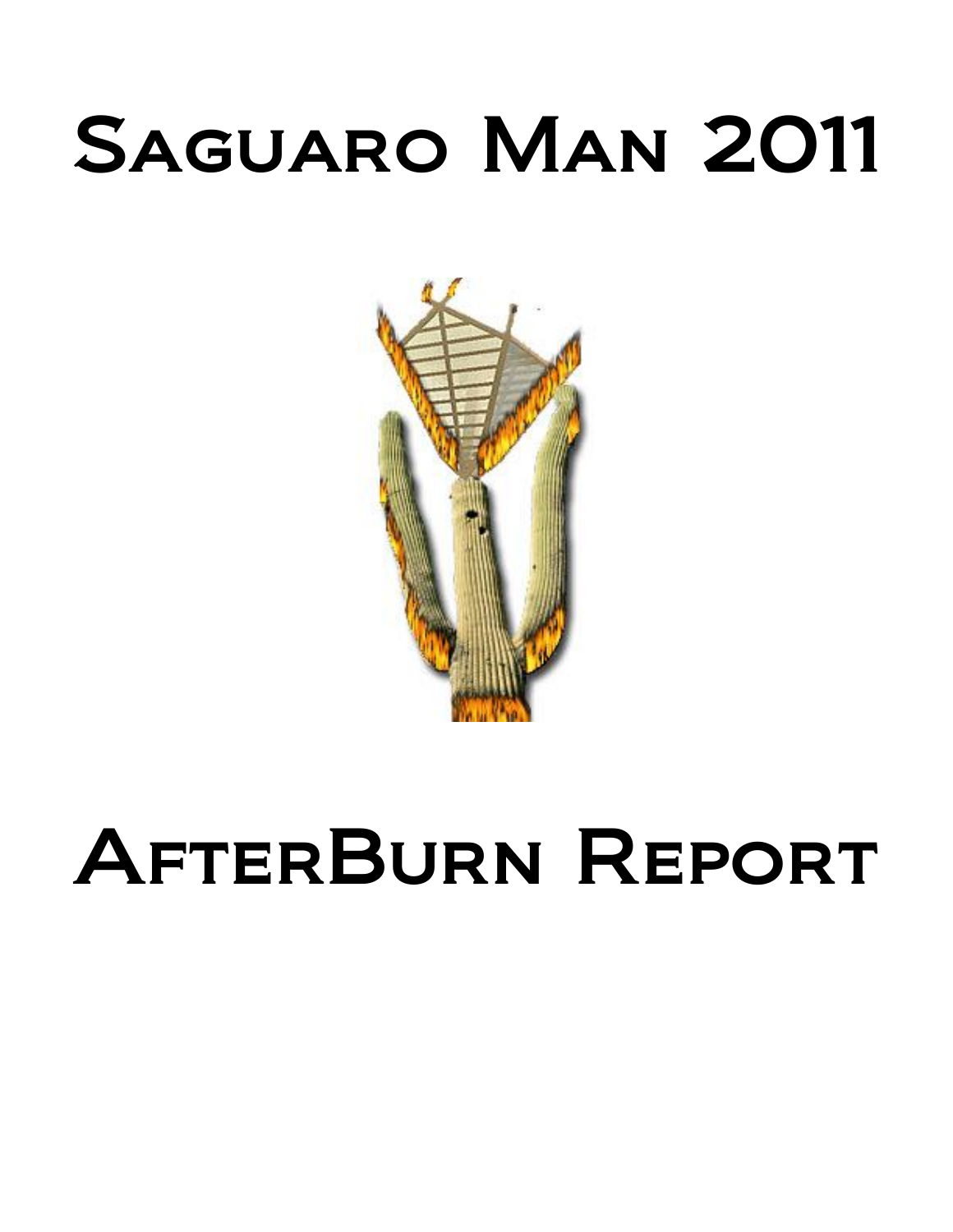# Saguaro Man 2011

# AfterBurn Report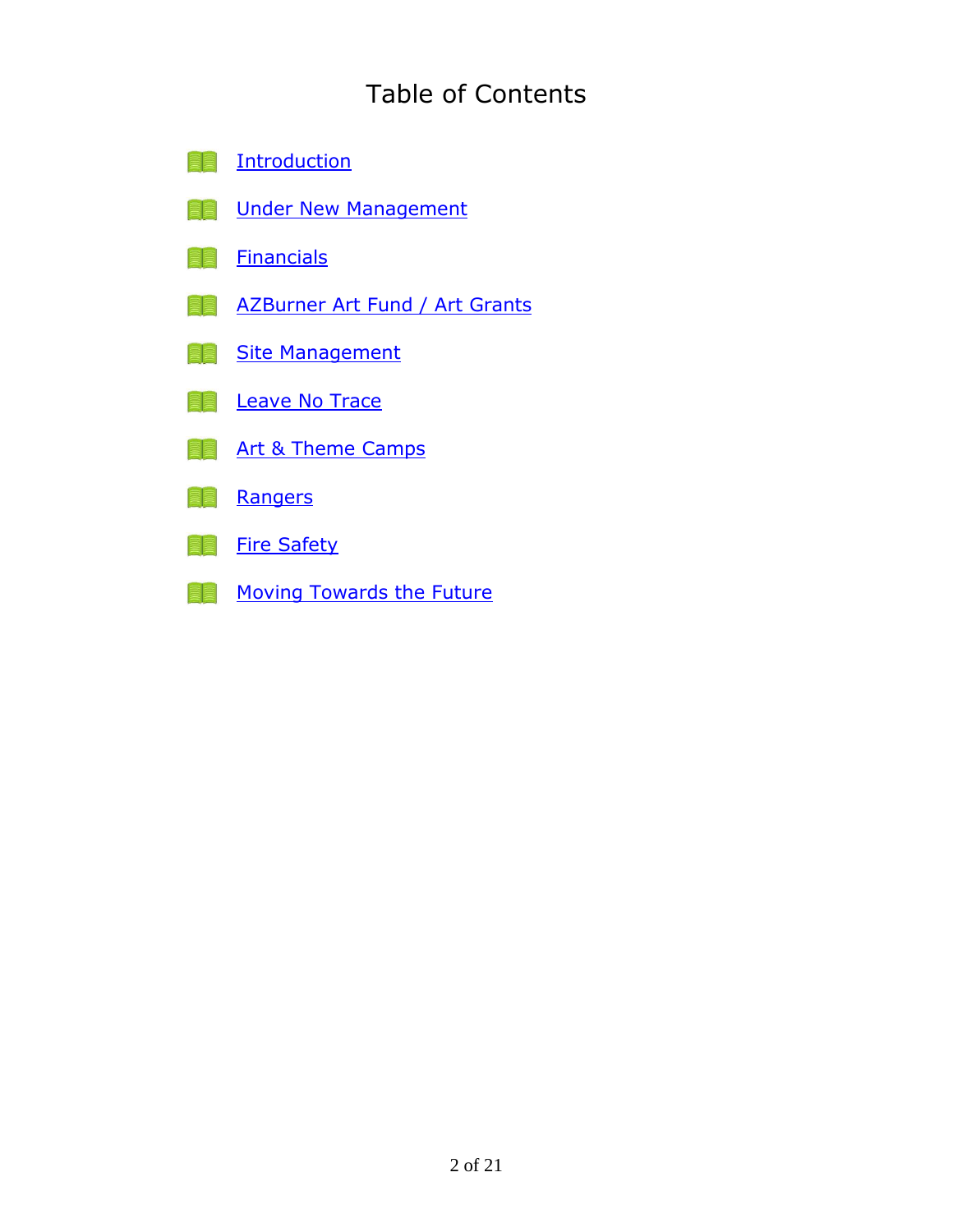# Table of Contents

- Introduction
- Under New Management
- Financials
- AZBurner Art Fund / Art Grants
- Site Management
- Leave No Trace
- Art & Theme Camps
- Rangers
- Fire Safety
- Moving Towards the Future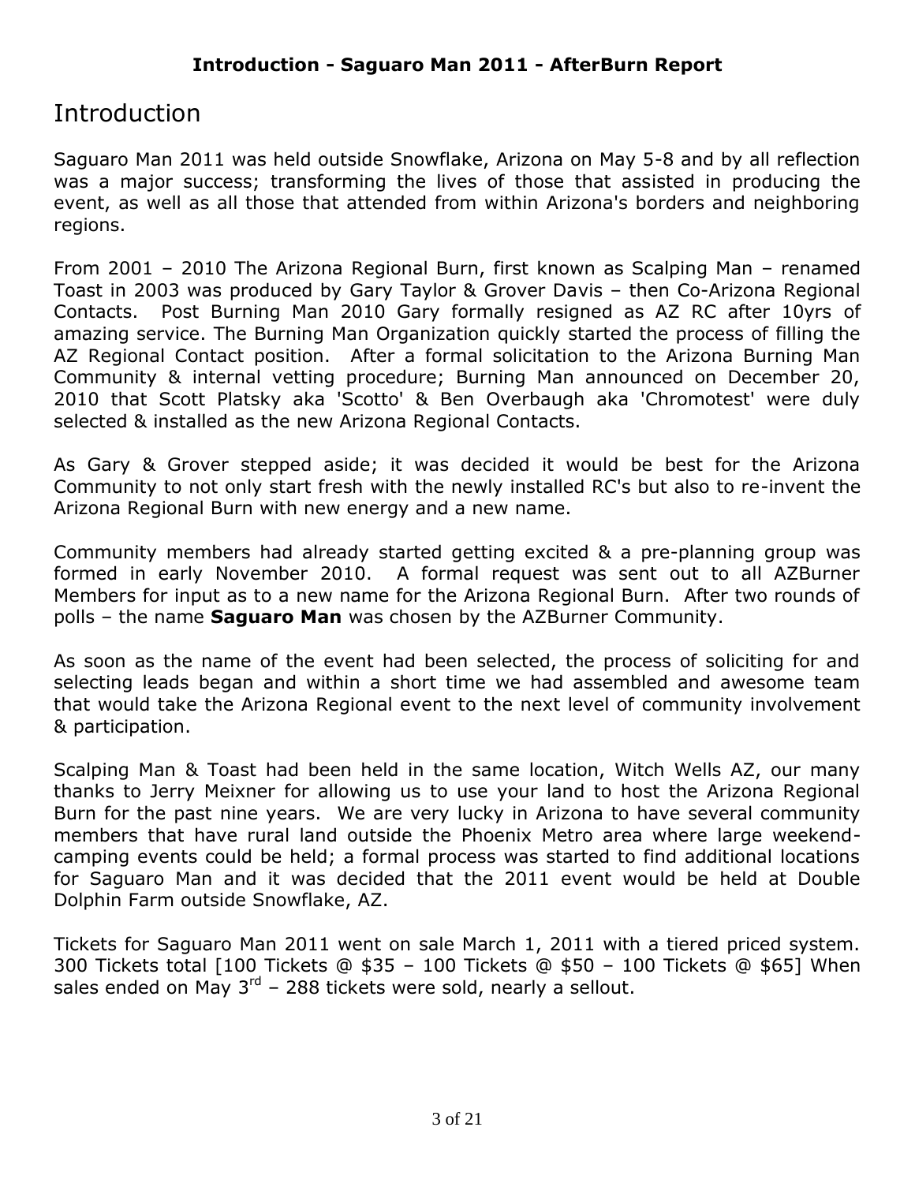# Introduction

Saguaro Man 2011 was held outside Snowflake, Arizona on May 5-8 and by all reflection was a major success; transforming the lives of those that assisted in producing the event, as well as all those that attended from within Arizona's borders and neighboring regions.

From 2001 – 2010 The Arizona Regional Burn, first known as Scalping Man – renamed Toast in 2003 was produced by Gary Taylor & Grover Davis – then Co-Arizona Regional Contacts. Post Burning Man 2010 Gary formally resigned as AZ RC after 10yrs of amazing service. The Burning Man Organization quickly started the process of filling the AZ Regional Contact position. After a formal solicitation to the Arizona Burning Man Community & internal vetting procedure; Burning Man announced on December 20, 2010 that Scott Platsky aka 'Scotto' & Ben Overbaugh aka 'Chromotest' were duly selected & installed as the new Arizona Regional Contacts.

As Gary & Grover stepped aside; it was decided it would be best for the Arizona Community to not only start fresh with the newly installed RC's but also to re-invent the Arizona Regional Burn with new energy and a new name.

Community members had already started getting excited & a pre-planning group was formed in early November 2010. A formal request was sent out to all AZBurner Members for input as to a new name for the Arizona Regional Burn. After two rounds of polls – the name **Saguaro Man** was chosen by the AZBurner Community.

As soon as the name of the event had been selected, the process of soliciting for and selecting leads began and within a short time we had assembled and awesome team that would take the Arizona Regional event to the next level of community involvement & participation.

Scalping Man & Toast had been held in the same location, Witch Wells AZ, our many thanks to Jerry Meixner for allowing us to use your land to host the Arizona Regional Burn for the past nine years. We are very lucky in Arizona to have several community members that have rural land outside the Phoenix Metro area where large weekend-camping events could be held; a formal process was started to find additional locations for Saguaro Man and it was decided that the 2011 event would be held at Double Dolphin Farm outside Snowflake, AZ.

Tickets for Saguaro Man 2011 went on sale March 1, 2011 with a tiered priced system. 300 Tickets total [100 Tickets @ $35 – 100 Tickets @ $50 – 100 Tickets @ $65] When sales ended on May 3rd – 288 tickets were sold, nearly a sellout.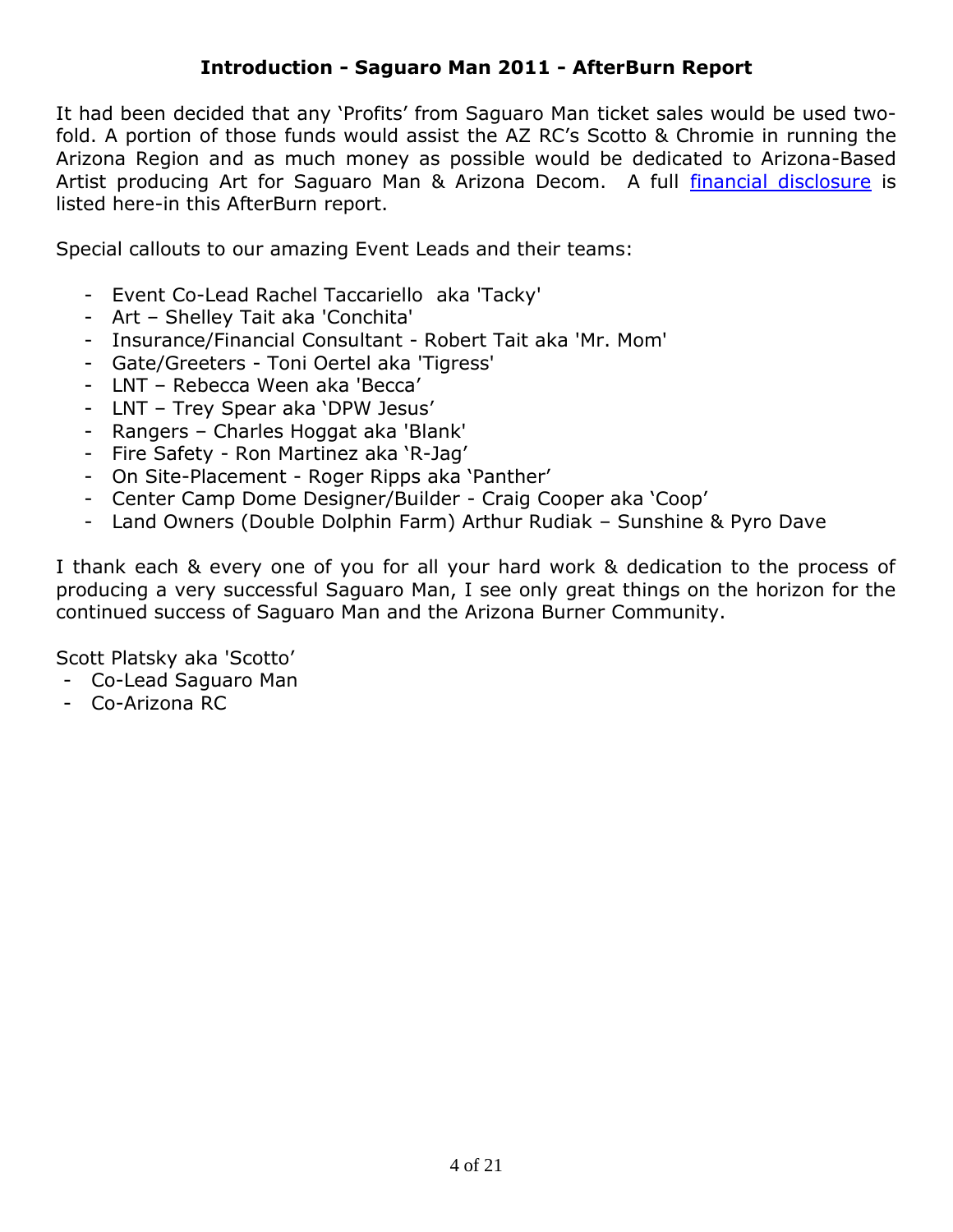## Introduction - Saguaro Man 2011 - AfterBurn Report

It had been decided that any 'Profits' from Saguaro Man ticket sales would be used two-fold. A portion of those funds would assist the AZ RC's Scotto & Chromie in running the Arizona Region and as much money as possible would be dedicated to Arizona-Based Artist producing Art for Saguaro Man & Arizona Decom. A full [financial disclosure]() is listed here-in this AfterBurn report.

Special callouts to our amazing Event Leads and their teams:

- Event Co-Lead Rachel Taccariello aka 'Tacky'
- Art – Shelley Tait aka 'Conchita'
- Insurance/Financial Consultant - Robert Tait aka 'Mr. Mom'
- Gate/Greeters - Toni Oertel aka 'Tigress'
- LNT – Rebecca Ween aka 'Becca'
- LNT – Trey Spear aka 'DPW Jesus'
- Rangers – Charles Hoggat aka 'Blank'
- Fire Safety - Ron Martinez aka 'R-Jag'
- On Site-Placement - Roger Ripps aka 'Panther'
- Center Camp Dome Designer/Builder - Craig Cooper aka 'Coop'
- Land Owners (Double Dolphin Farm) Arthur Rudiak – Sunshine & Pyro Dave

I thank each & every one of you for all your hard work & dedication to the process of producing a very successful Saguaro Man, I see only great things on the horizon for the continued success of Saguaro Man and the Arizona Burner Community.

Scott Platsky aka 'Scotto'
- Co-Lead Saguaro Man
- Co-Arizona RC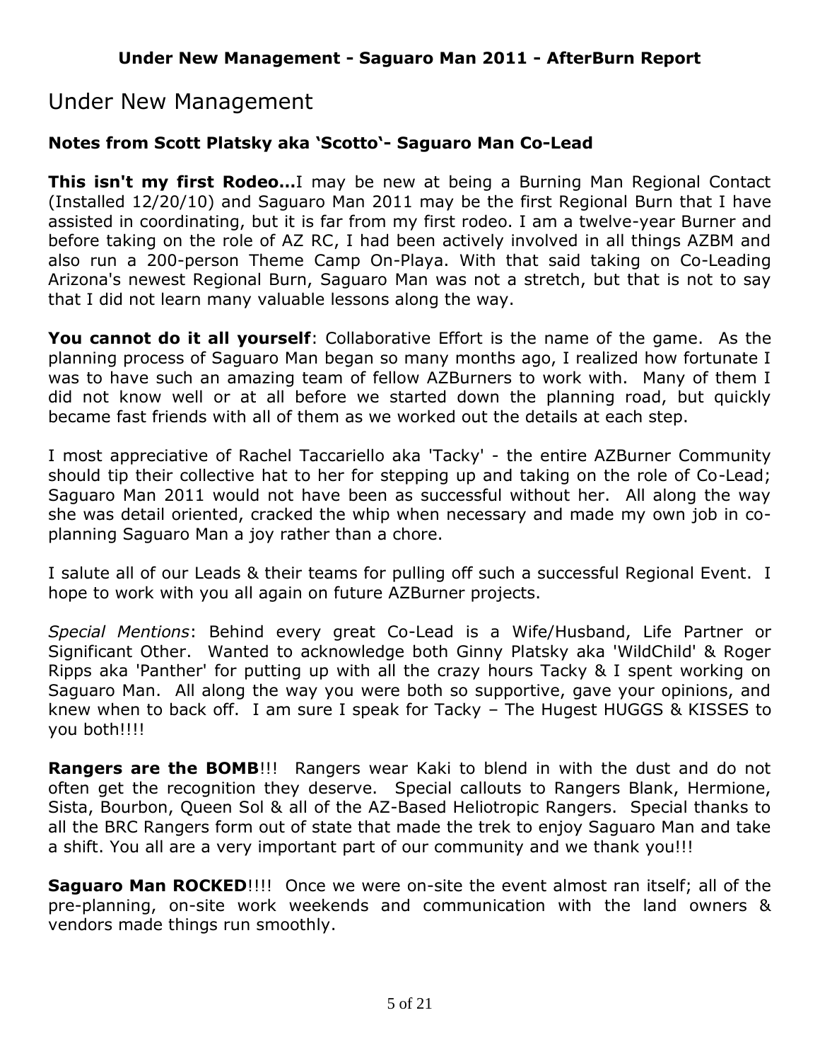# Under New Management

### Notes from Scott Platsky aka 'Scotto'- Saguaro Man Co-Lead

**This isn't my first Rodeo…**I may be new at being a Burning Man Regional Contact (Installed 12/20/10) and Saguaro Man 2011 may be the first Regional Burn that I have assisted in coordinating, but it is far from my first rodeo. I am a twelve-year Burner and before taking on the role of AZ RC, I had been actively involved in all things AZBM and also run a 200-person Theme Camp On-Playa. With that said taking on Co-Leading Arizona's newest Regional Burn, Saguaro Man was not a stretch, but that is not to say that I did not learn many valuable lessons along the way.

**You cannot do it all yourself**: Collaborative Effort is the name of the game. As the planning process of Saguaro Man began so many months ago, I realized how fortunate I was to have such an amazing team of fellow AZBurners to work with. Many of them I did not know well or at all before we started down the planning road, but quickly became fast friends with all of them as we worked out the details at each step.

I most appreciative of Rachel Taccariello aka 'Tacky' - the entire AZBurner Community should tip their collective hat to her for stepping up and taking on the role of Co-Lead; Saguaro Man 2011 would not have been as successful without her. All along the way she was detail oriented, cracked the whip when necessary and made my own job in co-planning Saguaro Man a joy rather than a chore.

I salute all of our Leads & their teams for pulling off such a successful Regional Event. I hope to work with you all again on future AZBurner projects.

*Special Mentions*: Behind every great Co-Lead is a Wife/Husband, Life Partner or Significant Other. Wanted to acknowledge both Ginny Platsky aka 'WildChild' & Roger Ripps aka 'Panther' for putting up with all the crazy hours Tacky & I spent working on Saguaro Man. All along the way you were both so supportive, gave your opinions, and knew when to back off. I am sure I speak for Tacky – The Hugest HUGGS & KISSES to you both!!!!

**Rangers are the BOMB**!!! Rangers wear Kaki to blend in with the dust and do not often get the recognition they deserve. Special callouts to Rangers Blank, Hermione, Sista, Bourbon, Queen Sol & all of the AZ-Based Heliotropic Rangers. Special thanks to all the BRC Rangers form out of state that made the trek to enjoy Saguaro Man and take a shift. You all are a very important part of our community and we thank you!!!

**Saguaro Man ROCKED**!!!! Once we were on-site the event almost ran itself; all of the pre-planning, on-site work weekends and communication with the land owners & vendors made things run smoothly.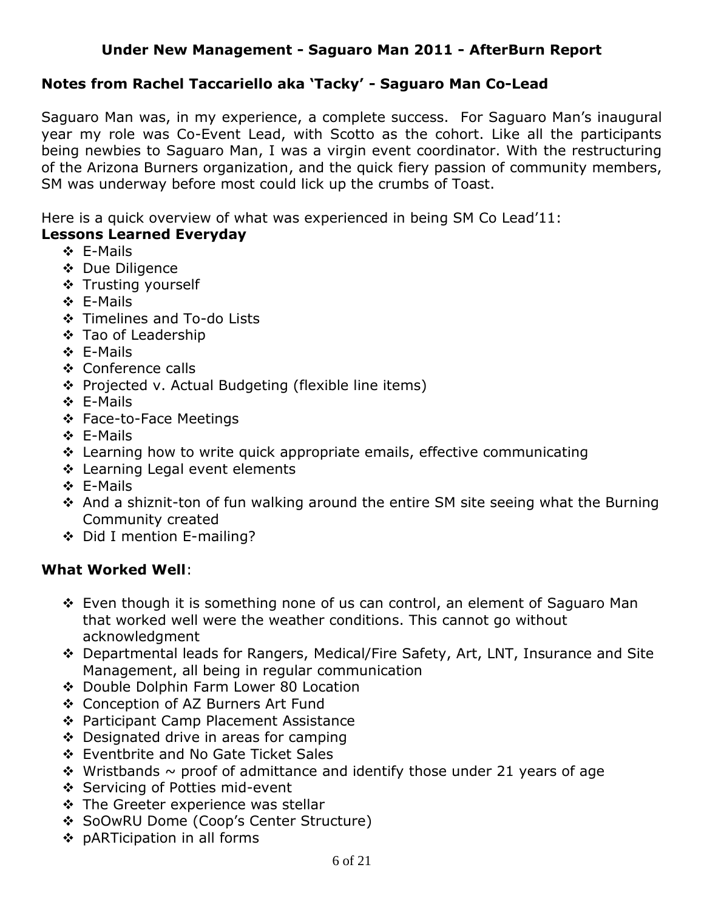## Under New Management - Saguaro Man 2011 - AfterBurn Report

### Notes from Rachel Taccariello aka 'Tacky' - Saguaro Man Co-Lead

Saguaro Man was, in my experience, a complete success. For Saguaro Man's inaugural year my role was Co-Event Lead, with Scotto as the cohort. Like all the participants being newbies to Saguaro Man, I was a virgin event coordinator. With the restructuring of the Arizona Burners organization, and the quick fiery passion of community members, SM was underway before most could lick up the crumbs of Toast.

Here is a quick overview of what was experienced in being SM Co Lead'11:

**Lessons Learned Everyday**

- E-Mails
- Due Diligence
- Trusting yourself
- E-Mails
- Timelines and To-do Lists
- Tao of Leadership
- E-Mails
- Conference calls
- Projected v. Actual Budgeting (flexible line items)
- E-Mails
- Face-to-Face Meetings
- E-Mails
- Learning how to write quick appropriate emails, effective communicating
- Learning Legal event elements
- E-Mails
- And a shiznit-ton of fun walking around the entire SM site seeing what the Burning Community created
- Did I mention E-mailing?

**What Worked Well**:

- Even though it is something none of us can control, an element of Saguaro Man that worked well were the weather conditions. This cannot go without acknowledgment
- Departmental leads for Rangers, Medical/Fire Safety, Art, LNT, Insurance and Site Management, all being in regular communication
- Double Dolphin Farm Lower 80 Location
- Conception of AZ Burners Art Fund
- Participant Camp Placement Assistance
- Designated drive in areas for camping
- Eventbrite and No Gate Ticket Sales
- Wristbands ~ proof of admittance and identify those under 21 years of age
- Servicing of Potties mid-event
- The Greeter experience was stellar
- SoOwRU Dome (Coop's Center Structure)
- pARTicipation in all forms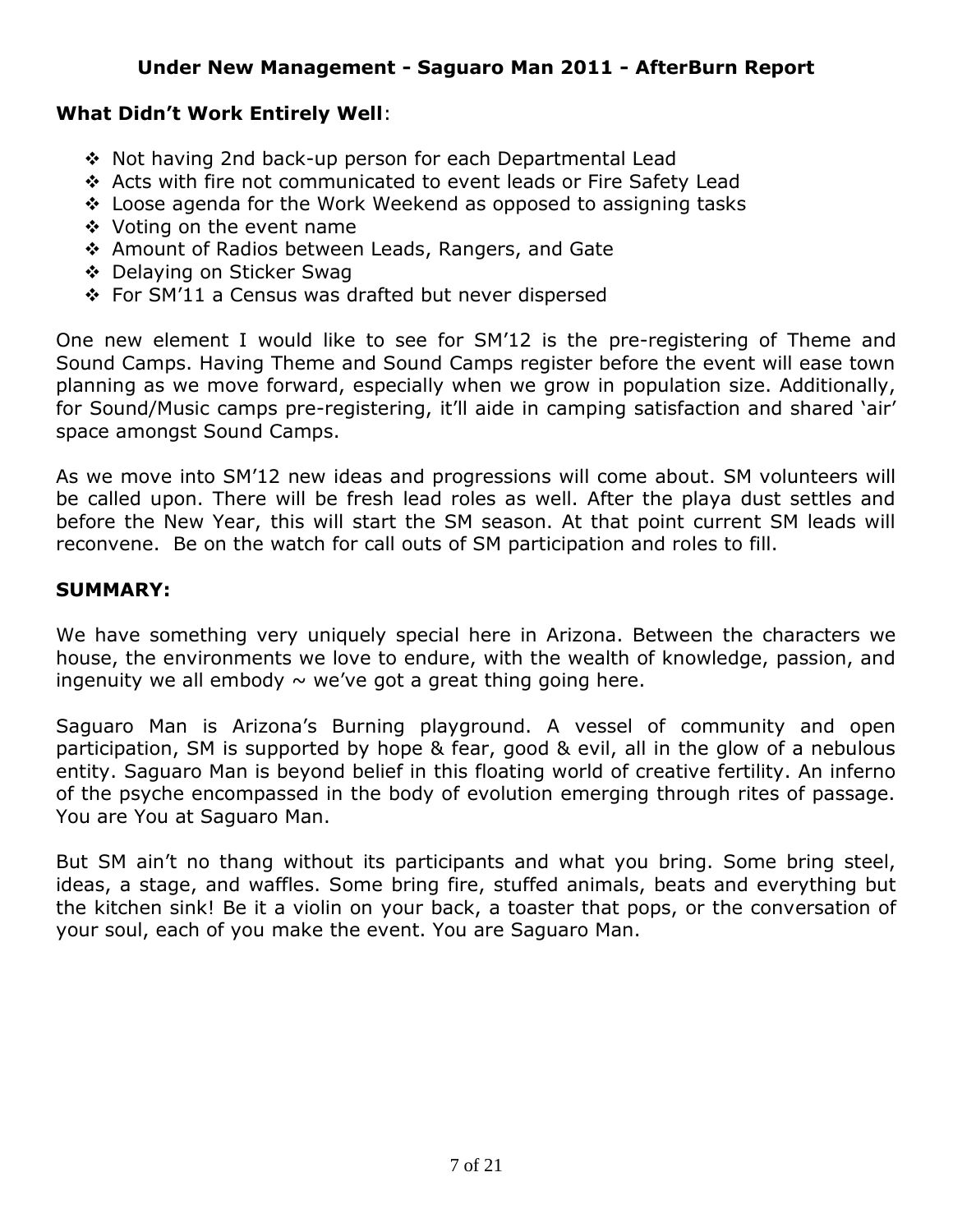## Under New Management - Saguaro Man 2011 - AfterBurn Report

**What Didn't Work Entirely Well**:

- Not having 2nd back-up person for each Departmental Lead
- Acts with fire not communicated to event leads or Fire Safety Lead
- Loose agenda for the Work Weekend as opposed to assigning tasks
- Voting on the event name
- Amount of Radios between Leads, Rangers, and Gate
- Delaying on Sticker Swag
- For SM'11 a Census was drafted but never dispersed

One new element I would like to see for SM'12 is the pre-registering of Theme and Sound Camps. Having Theme and Sound Camps register before the event will ease town planning as we move forward, especially when we grow in population size. Additionally, for Sound/Music camps pre-registering, it'll aide in camping satisfaction and shared 'air' space amongst Sound Camps.

As we move into SM'12 new ideas and progressions will come about. SM volunteers will be called upon. There will be fresh lead roles as well. After the playa dust settles and before the New Year, this will start the SM season. At that point current SM leads will reconvene. Be on the watch for call outs of SM participation and roles to fill.

**SUMMARY:**

We have something very uniquely special here in Arizona. Between the characters we house, the environments we love to endure, with the wealth of knowledge, passion, and ingenuity we all embody ~ we've got a great thing going here.

Saguaro Man is Arizona's Burning playground. A vessel of community and open participation, SM is supported by hope & fear, good & evil, all in the glow of a nebulous entity. Saguaro Man is beyond belief in this floating world of creative fertility. An inferno of the psyche encompassed in the body of evolution emerging through rites of passage. You are You at Saguaro Man.

But SM ain't no thang without its participants and what you bring. Some bring steel, ideas, a stage, and waffles. Some bring fire, stuffed animals, beats and everything but the kitchen sink! Be it a violin on your back, a toaster that pops, or the conversation of your soul, each of you make the event. You are Saguaro Man.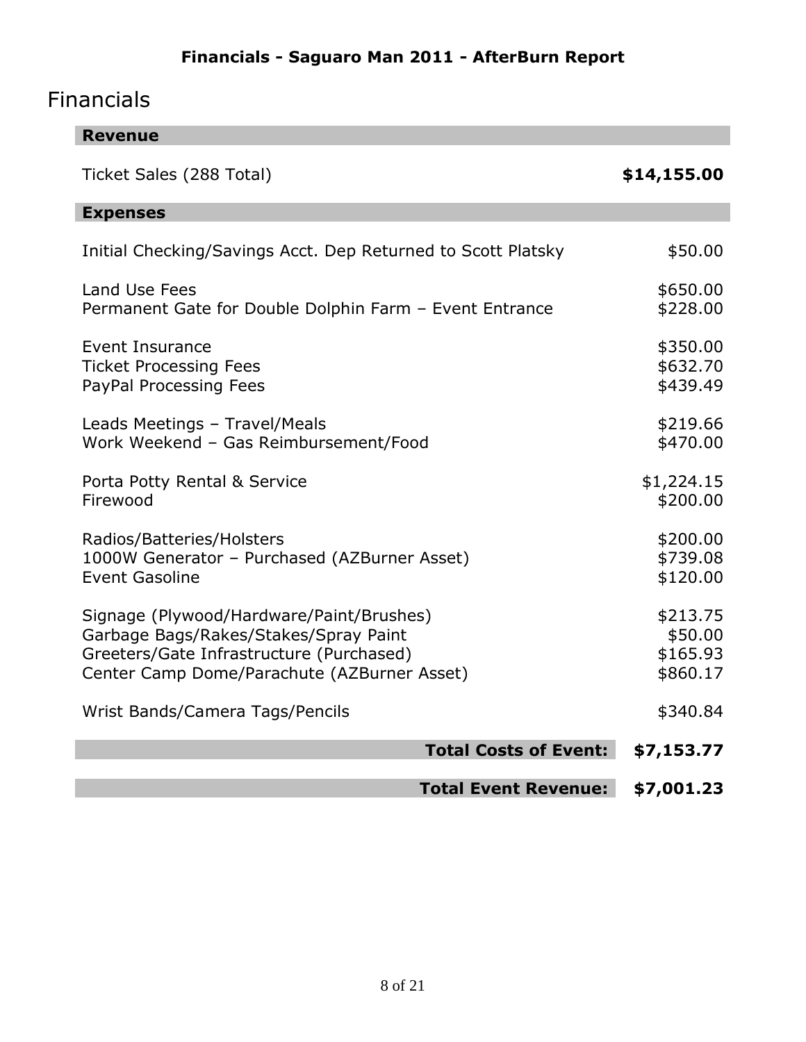# Financials - Saguaro Man 2011 - AfterBurn Report

## Financials

| **Revenue** | |
|---|---|
| Ticket Sales (288 Total) | **$14,155.00** |
| **Expenses** | |
| Initial Checking/Savings Acct. Dep Returned to Scott Platsky | $50.00 |
| Land Use Fees | $650.00 |
| Permanent Gate for Double Dolphin Farm – Event Entrance | $228.00 |
| Event Insurance | $350.00 |
| Ticket Processing Fees | $632.70 |
| PayPal Processing Fees | $439.49 |
| Leads Meetings – Travel/Meals | $219.66 |
| Work Weekend – Gas Reimbursement/Food | $470.00 |
| Porta Potty Rental & Service | $1,224.15 |
| Firewood | $200.00 |
| Radios/Batteries/Holsters | $200.00 |
| 1000W Generator – Purchased (AZBurner Asset) | $739.08 |
| Event Gasoline | $120.00 |
| Signage (Plywood/Hardware/Paint/Brushes) | $213.75 |
| Garbage Bags/Rakes/Stakes/Spray Paint | $50.00 |
| Greeters/Gate Infrastructure (Purchased) | $165.93 |
| Center Camp Dome/Parachute (AZBurner Asset) | $860.17 |
| Wrist Bands/Camera Tags/Pencils | $340.84 |
| **Total Costs of Event:** | **$7,153.77** |
| **Total Event Revenue:** | **$7,001.23** |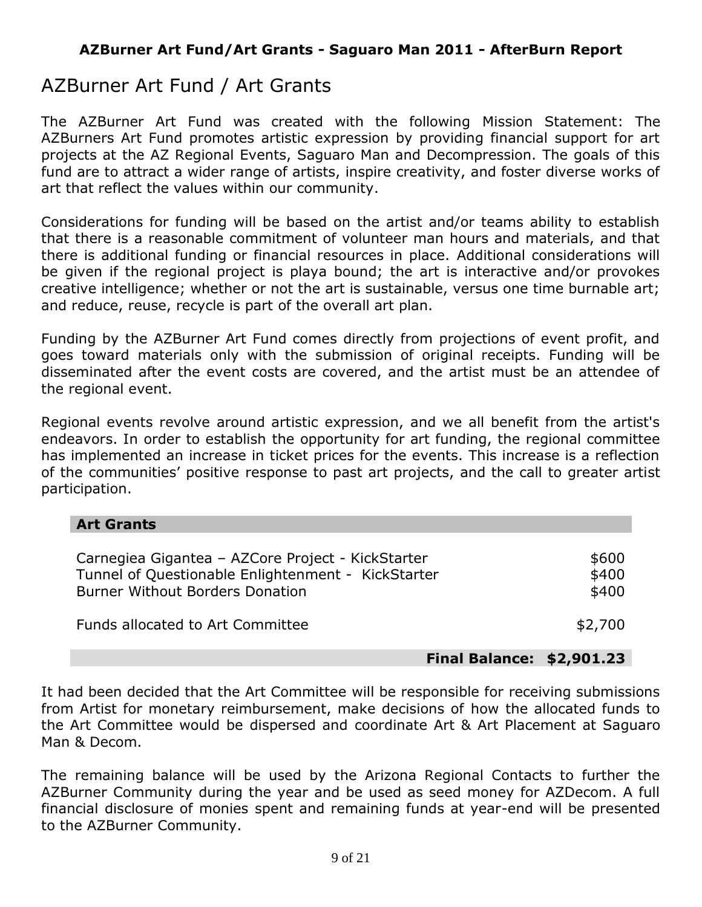# AZBurner Art Fund / Art Grants

The AZBurner Art Fund was created with the following Mission Statement: The AZBurners Art Fund promotes artistic expression by providing financial support for art projects at the AZ Regional Events, Saguaro Man and Decompression. The goals of this fund are to attract a wider range of artists, inspire creativity, and foster diverse works of art that reflect the values within our community.

Considerations for funding will be based on the artist and/or teams ability to establish that there is a reasonable commitment of volunteer man hours and materials, and that there is additional funding or financial resources in place. Additional considerations will be given if the regional project is playa bound; the art is interactive and/or provokes creative intelligence; whether or not the art is sustainable, versus one time burnable art; and reduce, reuse, recycle is part of the overall art plan.

Funding by the AZBurner Art Fund comes directly from projections of event profit, and goes toward materials only with the submission of original receipts. Funding will be disseminated after the event costs are covered, and the artist must be an attendee of the regional event.

Regional events revolve around artistic expression, and we all benefit from the artist's endeavors. In order to establish the opportunity for art funding, the regional committee has implemented an increase in ticket prices for the events. This increase is a reflection of the communities' positive response to past art projects, and the call to greater artist participation.

| **Art Grants** | |
|---|---|
| Carnegiea Gigantea – AZCore Project - KickStarter | $600 |
| Tunnel of Questionable Enlightenment - KickStarter | $400 |
| Burner Without Borders Donation | $400 |
| Funds allocated to Art Committee | $2,700 |
| **Final Balance:** | **$2,901.23** |

It had been decided that the Art Committee will be responsible for receiving submissions from Artist for monetary reimbursement, make decisions of how the allocated funds to the Art Committee would be dispersed and coordinate Art & Art Placement at Saguaro Man & Decom.

The remaining balance will be used by the Arizona Regional Contacts to further the AZBurner Community during the year and be used as seed money for AZDecom. A full financial disclosure of monies spent and remaining funds at year-end will be presented to the AZBurner Community.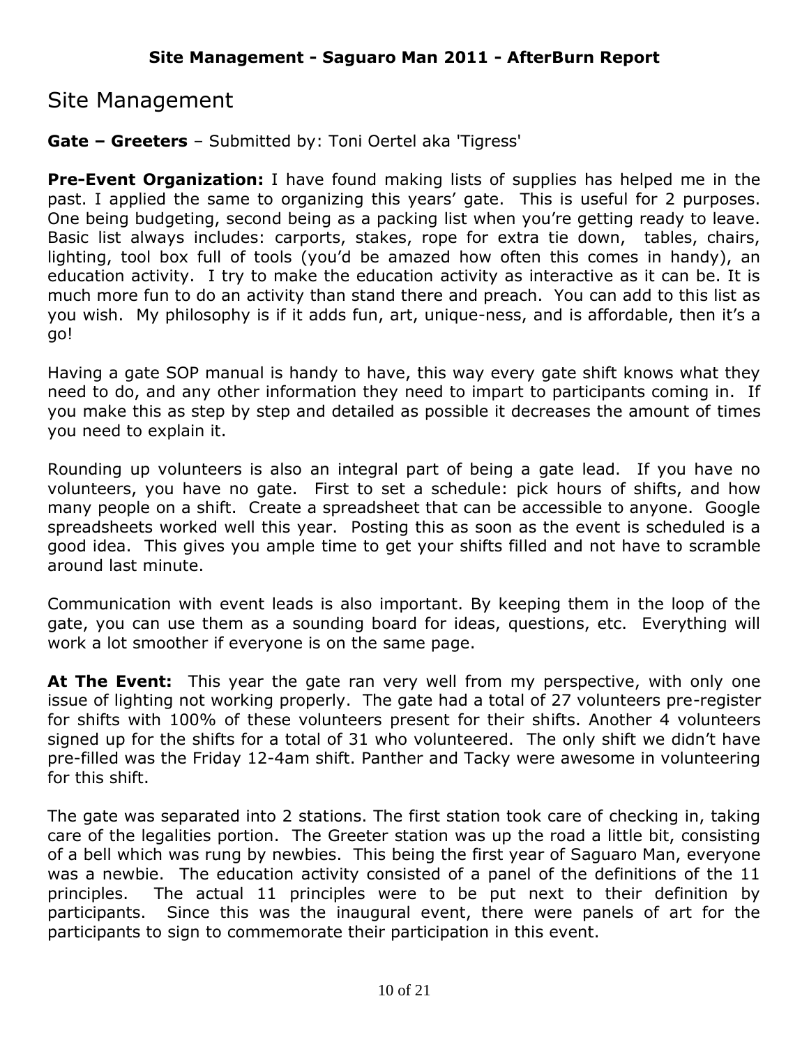# Site Management

**Gate – Greeters** – Submitted by: Toni Oertel aka 'Tigress'

**Pre-Event Organization:** I have found making lists of supplies has helped me in the past. I applied the same to organizing this years' gate. This is useful for 2 purposes. One being budgeting, second being as a packing list when you're getting ready to leave. Basic list always includes: carports, stakes, rope for extra tie down, tables, chairs, lighting, tool box full of tools (you'd be amazed how often this comes in handy), an education activity. I try to make the education activity as interactive as it can be. It is much more fun to do an activity than stand there and preach. You can add to this list as you wish. My philosophy is if it adds fun, art, unique-ness, and is affordable, then it's a go!

Having a gate SOP manual is handy to have, this way every gate shift knows what they need to do, and any other information they need to impart to participants coming in. If you make this as step by step and detailed as possible it decreases the amount of times you need to explain it.

Rounding up volunteers is also an integral part of being a gate lead. If you have no volunteers, you have no gate. First to set a schedule: pick hours of shifts, and how many people on a shift. Create a spreadsheet that can be accessible to anyone. Google spreadsheets worked well this year. Posting this as soon as the event is scheduled is a good idea. This gives you ample time to get your shifts filled and not have to scramble around last minute.

Communication with event leads is also important. By keeping them in the loop of the gate, you can use them as a sounding board for ideas, questions, etc. Everything will work a lot smoother if everyone is on the same page.

**At The Event:** This year the gate ran very well from my perspective, with only one issue of lighting not working properly. The gate had a total of 27 volunteers pre-register for shifts with 100% of these volunteers present for their shifts. Another 4 volunteers signed up for the shifts for a total of 31 who volunteered. The only shift we didn't have pre-filled was the Friday 12-4am shift. Panther and Tacky were awesome in volunteering for this shift.

The gate was separated into 2 stations. The first station took care of checking in, taking care of the legalities portion. The Greeter station was up the road a little bit, consisting of a bell which was rung by newbies. This being the first year of Saguaro Man, everyone was a newbie. The education activity consisted of a panel of the definitions of the 11 principles. The actual 11 principles were to be put next to their definition by participants. Since this was the inaugural event, there were panels of art for the participants to sign to commemorate their participation in this event.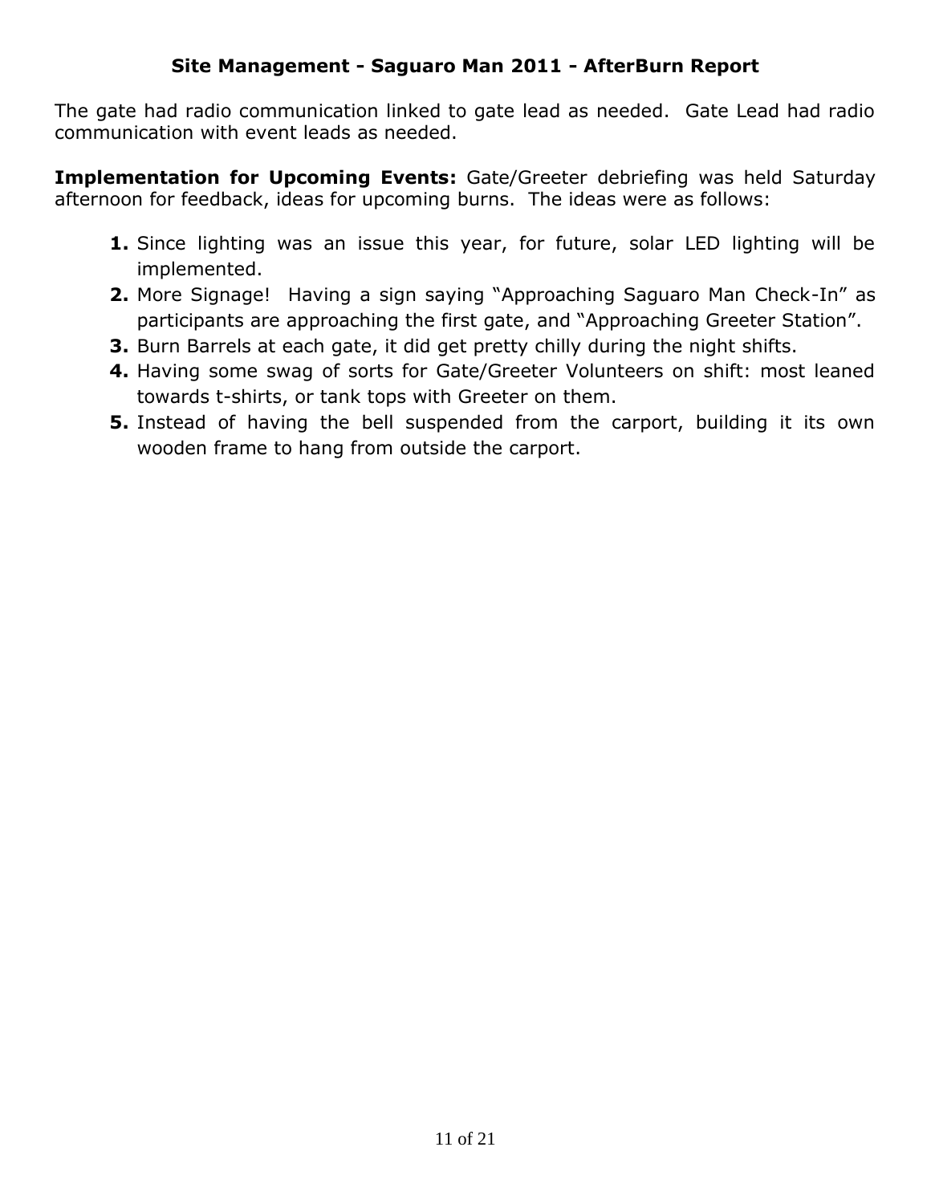## Site Management - Saguaro Man 2011 - AfterBurn Report

The gate had radio communication linked to gate lead as needed.  Gate Lead had radio communication with event leads as needed.

**Implementation for Upcoming Events:** Gate/Greeter debriefing was held Saturday afternoon for feedback, ideas for upcoming burns.  The ideas were as follows:

1. Since lighting was an issue this year, for future, solar LED lighting will be implemented.
2. More Signage!  Having a sign saying "Approaching Saguaro Man Check-In" as participants are approaching the first gate, and "Approaching Greeter Station".
3. Burn Barrels at each gate, it did get pretty chilly during the night shifts.
4. Having some swag of sorts for Gate/Greeter Volunteers on shift: most leaned towards t-shirts, or tank tops with Greeter on them.
5. Instead of having the bell suspended from the carport, building it its own wooden frame to hang from outside the carport.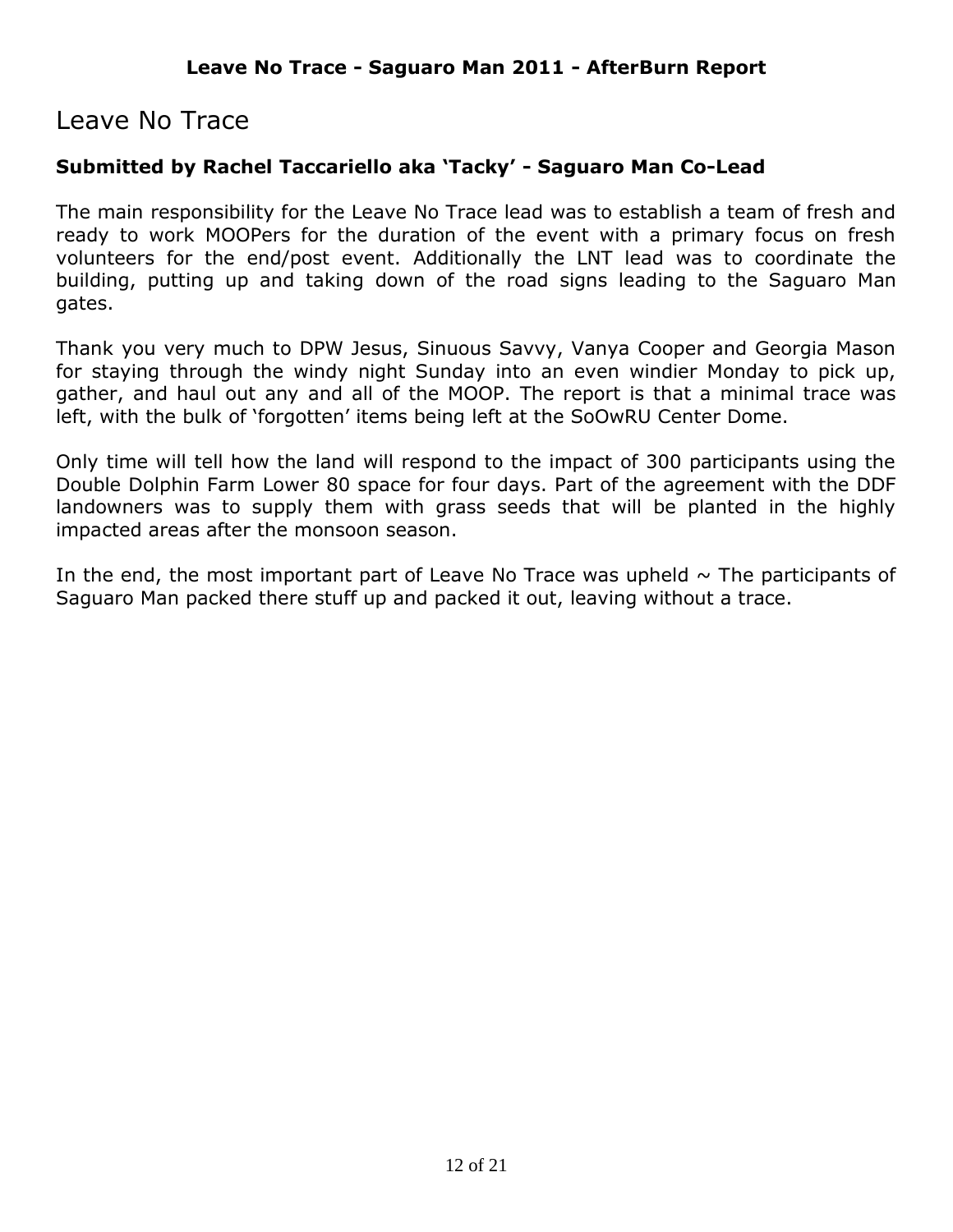# Leave No Trace

**Submitted by Rachel Taccariello aka 'Tacky' - Saguaro Man Co-Lead**

The main responsibility for the Leave No Trace lead was to establish a team of fresh and ready to work MOOPers for the duration of the event with a primary focus on fresh volunteers for the end/post event. Additionally the LNT lead was to coordinate the building, putting up and taking down of the road signs leading to the Saguaro Man gates.

Thank you very much to DPW Jesus, Sinuous Savvy, Vanya Cooper and Georgia Mason for staying through the windy night Sunday into an even windier Monday to pick up, gather, and haul out any and all of the MOOP. The report is that a minimal trace was left, with the bulk of 'forgotten' items being left at the SoOwRU Center Dome.

Only time will tell how the land will respond to the impact of 300 participants using the Double Dolphin Farm Lower 80 space for four days. Part of the agreement with the DDF landowners was to supply them with grass seeds that will be planted in the highly impacted areas after the monsoon season.

In the end, the most important part of Leave No Trace was upheld ~ The participants of Saguaro Man packed there stuff up and packed it out, leaving without a trace.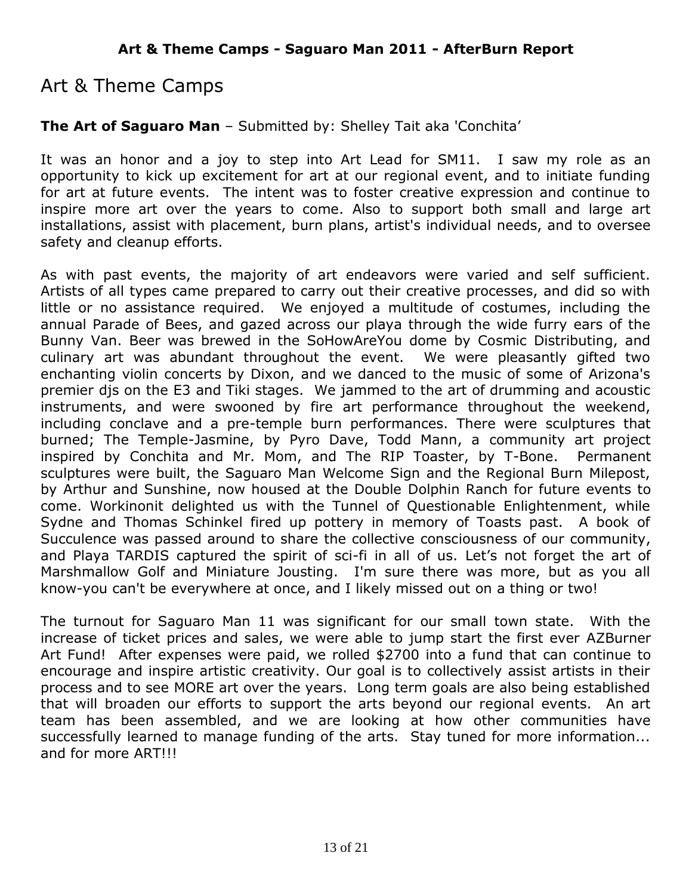# Art & Theme Camps

**The Art of Saguaro Man** – Submitted by: Shelley Tait aka 'Conchita'

It was an honor and a joy to step into Art Lead for SM11. I saw my role as an opportunity to kick up excitement for art at our regional event, and to initiate funding for art at future events. The intent was to foster creative expression and continue to inspire more art over the years to come. Also to support both small and large art installations, assist with placement, burn plans, artist's individual needs, and to oversee safety and cleanup efforts.

As with past events, the majority of art endeavors were varied and self sufficient. Artists of all types came prepared to carry out their creative processes, and did so with little or no assistance required. We enjoyed a multitude of costumes, including the annual Parade of Bees, and gazed across our playa through the wide furry ears of the Bunny Van. Beer was brewed in the SoHowAreYou dome by Cosmic Distributing, and culinary art was abundant throughout the event. We were pleasantly gifted two enchanting violin concerts by Dixon, and we danced to the music of some of Arizona's premier djs on the E3 and Tiki stages. We jammed to the art of drumming and acoustic instruments, and were swooned by fire art performance throughout the weekend, including conclave and a pre-temple burn performances. There were sculptures that burned; The Temple-Jasmine, by Pyro Dave, Todd Mann, a community art project inspired by Conchita and Mr. Mom, and The RIP Toaster, by T-Bone. Permanent sculptures were built, the Saguaro Man Welcome Sign and the Regional Burn Milepost, by Arthur and Sunshine, now housed at the Double Dolphin Ranch for future events to come. Workinonit delighted us with the Tunnel of Questionable Enlightenment, while Sydne and Thomas Schinkel fired up pottery in memory of Toasts past. A book of Succulence was passed around to share the collective consciousness of our community, and Playa TARDIS captured the spirit of sci-fi in all of us. Let's not forget the art of Marshmallow Golf and Miniature Jousting. I'm sure there was more, but as you all know-you can't be everywhere at once, and I likely missed out on a thing or two!

The turnout for Saguaro Man 11 was significant for our small town state. With the increase of ticket prices and sales, we were able to jump start the first ever AZBurner Art Fund! After expenses were paid, we rolled $2700 into a fund that can continue to encourage and inspire artistic creativity. Our goal is to collectively assist artists in their process and to see MORE art over the years. Long term goals are also being established that will broaden our efforts to support the arts beyond our regional events. An art team has been assembled, and we are looking at how other communities have successfully learned to manage funding of the arts. Stay tuned for more information... and for more ART!!!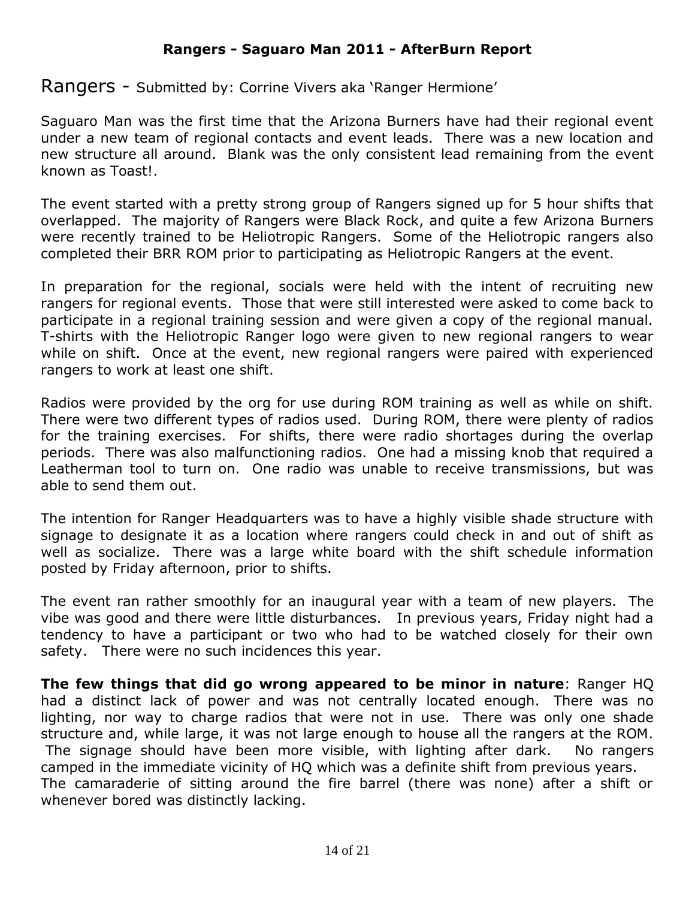## Rangers - Saguaro Man 2011 - AfterBurn Report

# Rangers - Submitted by: Corrine Vivers aka 'Ranger Hermione'

Saguaro Man was the first time that the Arizona Burners have had their regional event under a new team of regional contacts and event leads. There was a new location and new structure all around. Blank was the only consistent lead remaining from the event known as Toast!.

The event started with a pretty strong group of Rangers signed up for 5 hour shifts that overlapped. The majority of Rangers were Black Rock, and quite a few Arizona Burners were recently trained to be Heliotropic Rangers. Some of the Heliotropic rangers also completed their BRR ROM prior to participating as Heliotropic Rangers at the event.

In preparation for the regional, socials were held with the intent of recruiting new rangers for regional events. Those that were still interested were asked to come back to participate in a regional training session and were given a copy of the regional manual. T-shirts with the Heliotropic Ranger logo were given to new regional rangers to wear while on shift. Once at the event, new regional rangers were paired with experienced rangers to work at least one shift.

Radios were provided by the org for use during ROM training as well as while on shift. There were two different types of radios used. During ROM, there were plenty of radios for the training exercises. For shifts, there were radio shortages during the overlap periods. There was also malfunctioning radios. One had a missing knob that required a Leatherman tool to turn on. One radio was unable to receive transmissions, but was able to send them out.

The intention for Ranger Headquarters was to have a highly visible shade structure with signage to designate it as a location where rangers could check in and out of shift as well as socialize. There was a large white board with the shift schedule information posted by Friday afternoon, prior to shifts.

The event ran rather smoothly for an inaugural year with a team of new players. The vibe was good and there were little disturbances. In previous years, Friday night had a tendency to have a participant or two who had to be watched closely for their own safety. There were no such incidences this year.

**The few things that did go wrong appeared to be minor in nature**: Ranger HQ had a distinct lack of power and was not centrally located enough. There was no lighting, nor way to charge radios that were not in use. There was only one shade structure and, while large, it was not large enough to house all the rangers at the ROM. The signage should have been more visible, with lighting after dark. No rangers camped in the immediate vicinity of HQ which was a definite shift from previous years. The camaraderie of sitting around the fire barrel (there was none) after a shift or whenever bored was distinctly lacking.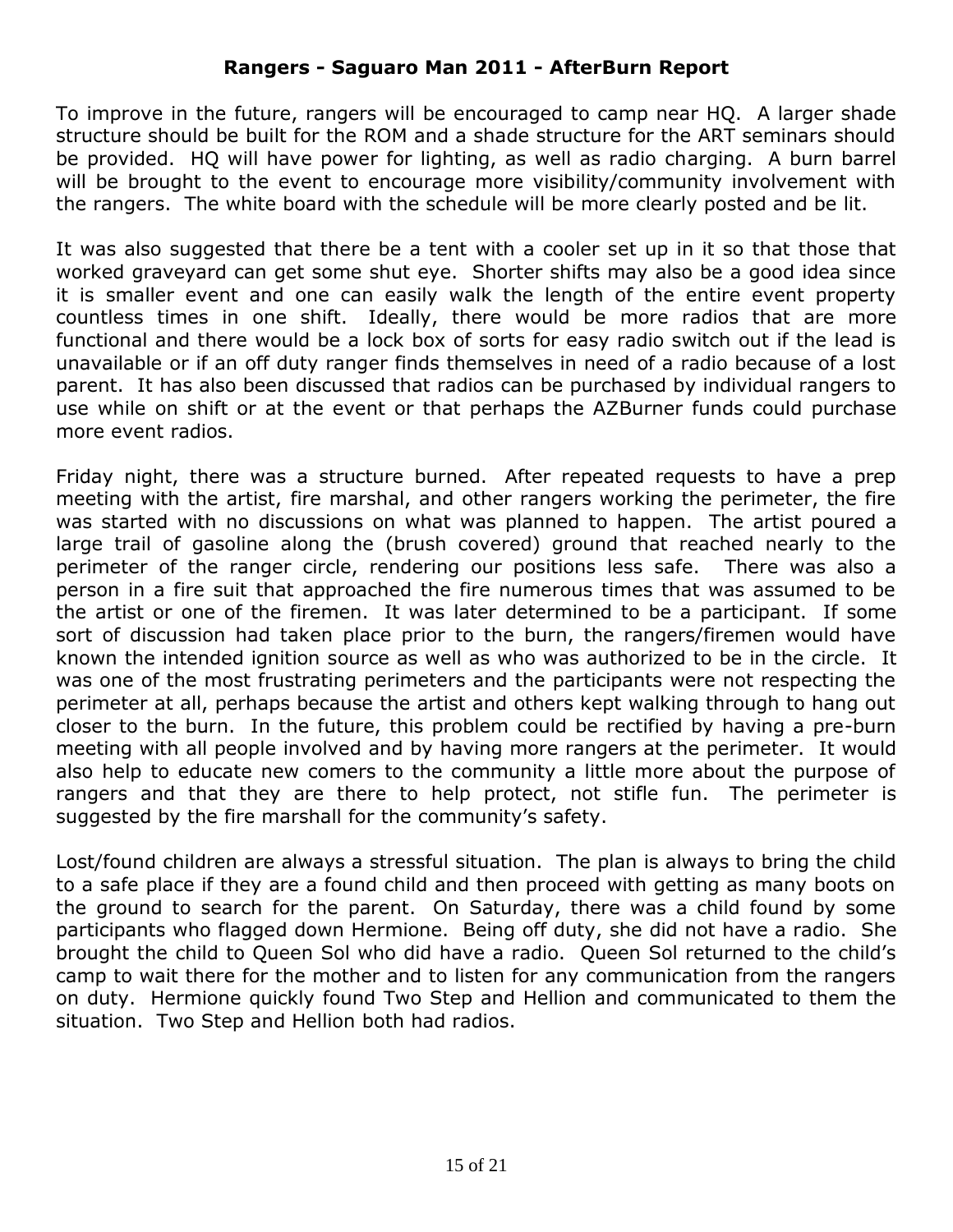**Rangers - Saguaro Man 2011 - AfterBurn Report**

To improve in the future, rangers will be encouraged to camp near HQ. A larger shade structure should be built for the ROM and a shade structure for the ART seminars should be provided. HQ will have power for lighting, as well as radio charging. A burn barrel will be brought to the event to encourage more visibility/community involvement with the rangers. The white board with the schedule will be more clearly posted and be lit.

It was also suggested that there be a tent with a cooler set up in it so that those that worked graveyard can get some shut eye. Shorter shifts may also be a good idea since it is smaller event and one can easily walk the length of the entire event property countless times in one shift. Ideally, there would be more radios that are more functional and there would be a lock box of sorts for easy radio switch out if the lead is unavailable or if an off duty ranger finds themselves in need of a radio because of a lost parent. It has also been discussed that radios can be purchased by individual rangers to use while on shift or at the event or that perhaps the AZBurner funds could purchase more event radios.

Friday night, there was a structure burned. After repeated requests to have a prep meeting with the artist, fire marshal, and other rangers working the perimeter, the fire was started with no discussions on what was planned to happen. The artist poured a large trail of gasoline along the (brush covered) ground that reached nearly to the perimeter of the ranger circle, rendering our positions less safe. There was also a person in a fire suit that approached the fire numerous times that was assumed to be the artist or one of the firemen. It was later determined to be a participant. If some sort of discussion had taken place prior to the burn, the rangers/firemen would have known the intended ignition source as well as who was authorized to be in the circle. It was one of the most frustrating perimeters and the participants were not respecting the perimeter at all, perhaps because the artist and others kept walking through to hang out closer to the burn. In the future, this problem could be rectified by having a pre-burn meeting with all people involved and by having more rangers at the perimeter. It would also help to educate new comers to the community a little more about the purpose of rangers and that they are there to help protect, not stifle fun. The perimeter is suggested by the fire marshall for the community's safety.

Lost/found children are always a stressful situation. The plan is always to bring the child to a safe place if they are a found child and then proceed with getting as many boots on the ground to search for the parent. On Saturday, there was a child found by some participants who flagged down Hermione. Being off duty, she did not have a radio. She brought the child to Queen Sol who did have a radio. Queen Sol returned to the child's camp to wait there for the mother and to listen for any communication from the rangers on duty. Hermione quickly found Two Step and Hellion and communicated to them the situation. Two Step and Hellion both had radios.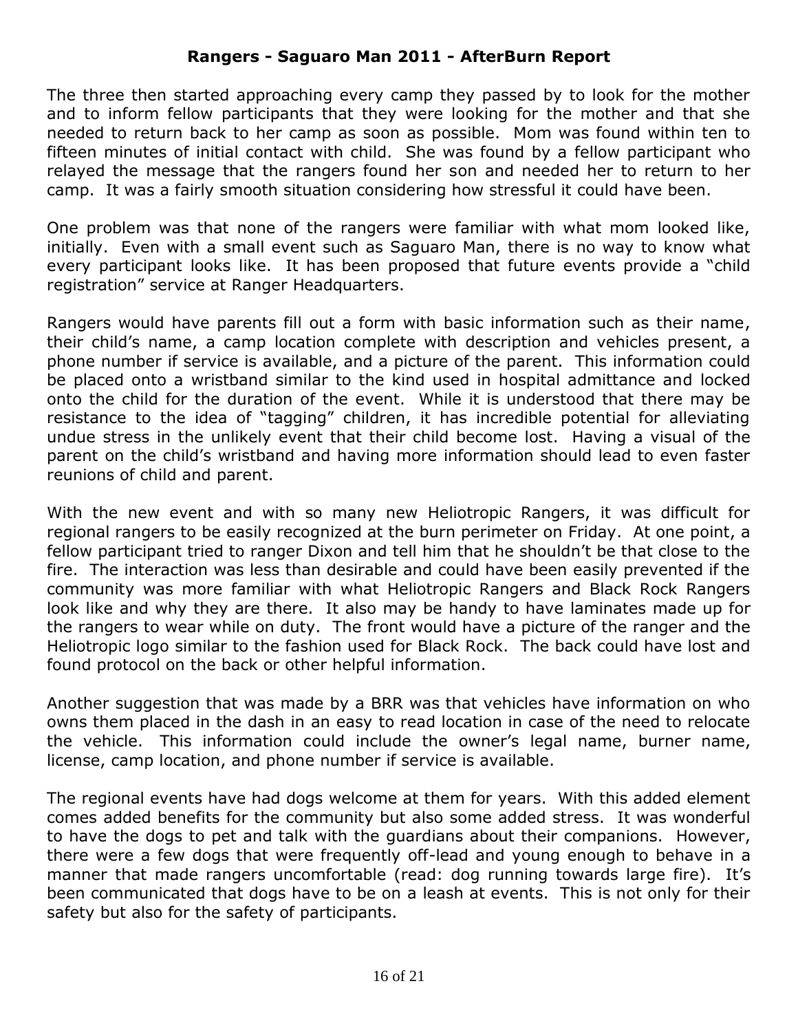**Rangers - Saguaro Man 2011 - AfterBurn Report**

The three then started approaching every camp they passed by to look for the mother and to inform fellow participants that they were looking for the mother and that she needed to return back to her camp as soon as possible. Mom was found within ten to fifteen minutes of initial contact with child. She was found by a fellow participant who relayed the message that the rangers found her son and needed her to return to her camp. It was a fairly smooth situation considering how stressful it could have been.

One problem was that none of the rangers were familiar with what mom looked like, initially. Even with a small event such as Saguaro Man, there is no way to know what every participant looks like. It has been proposed that future events provide a "child registration" service at Ranger Headquarters.

Rangers would have parents fill out a form with basic information such as their name, their child's name, a camp location complete with description and vehicles present, a phone number if service is available, and a picture of the parent. This information could be placed onto a wristband similar to the kind used in hospital admittance and locked onto the child for the duration of the event. While it is understood that there may be resistance to the idea of "tagging" children, it has incredible potential for alleviating undue stress in the unlikely event that their child become lost. Having a visual of the parent on the child's wristband and having more information should lead to even faster reunions of child and parent.

With the new event and with so many new Heliotropic Rangers, it was difficult for regional rangers to be easily recognized at the burn perimeter on Friday. At one point, a fellow participant tried to ranger Dixon and tell him that he shouldn't be that close to the fire. The interaction was less than desirable and could have been easily prevented if the community was more familiar with what Heliotropic Rangers and Black Rock Rangers look like and why they are there. It also may be handy to have laminates made up for the rangers to wear while on duty. The front would have a picture of the ranger and the Heliotropic logo similar to the fashion used for Black Rock. The back could have lost and found protocol on the back or other helpful information.

Another suggestion that was made by a BRR was that vehicles have information on who owns them placed in the dash in an easy to read location in case of the need to relocate the vehicle. This information could include the owner's legal name, burner name, license, camp location, and phone number if service is available.

The regional events have had dogs welcome at them for years. With this added element comes added benefits for the community but also some added stress. It was wonderful to have the dogs to pet and talk with the guardians about their companions. However, there were a few dogs that were frequently off-lead and young enough to behave in a manner that made rangers uncomfortable (read: dog running towards large fire). It's been communicated that dogs have to be on a leash at events. This is not only for their safety but also for the safety of participants.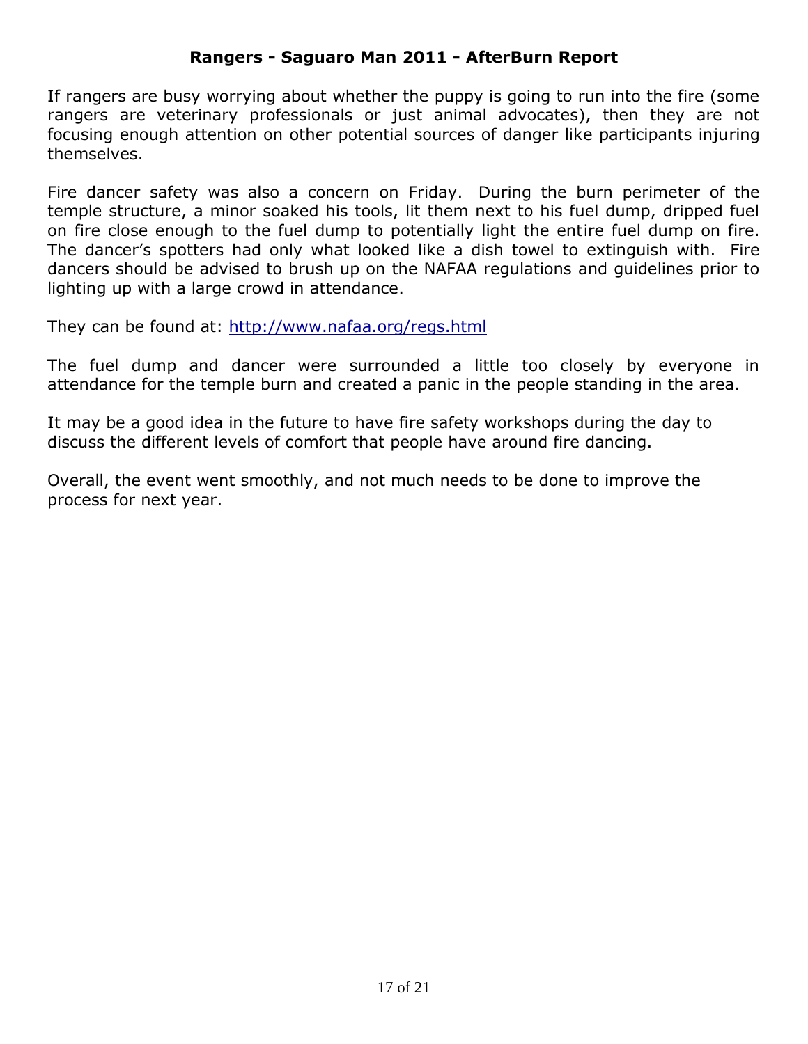If rangers are busy worrying about whether the puppy is going to run into the fire (some rangers are veterinary professionals or just animal advocates), then they are not focusing enough attention on other potential sources of danger like participants injuring themselves.

Fire dancer safety was also a concern on Friday. During the burn perimeter of the temple structure, a minor soaked his tools, lit them next to his fuel dump, dripped fuel on fire close enough to the fuel dump to potentially light the entire fuel dump on fire. The dancer's spotters had only what looked like a dish towel to extinguish with. Fire dancers should be advised to brush up on the NAFAA regulations and guidelines prior to lighting up with a large crowd in attendance.

They can be found at: [http://www.nafaa.org/regs.html](http://www.nafaa.org/regs.html)

The fuel dump and dancer were surrounded a little too closely by everyone in attendance for the temple burn and created a panic in the people standing in the area.

It may be a good idea in the future to have fire safety workshops during the day to discuss the different levels of comfort that people have around fire dancing.

Overall, the event went smoothly, and not much needs to be done to improve the process for next year.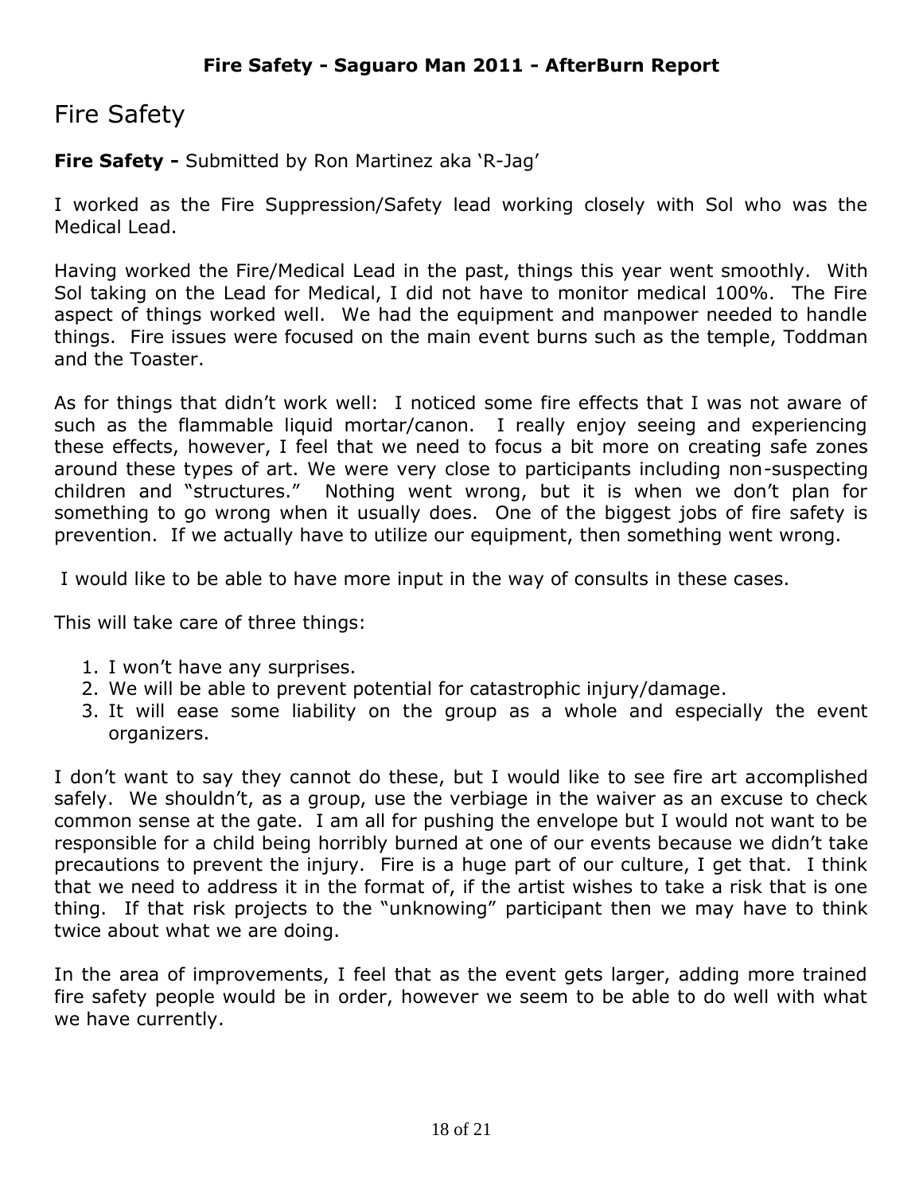# Fire Safety

**Fire Safety -** Submitted by Ron Martinez aka 'R-Jag'

I worked as the Fire Suppression/Safety lead working closely with Sol who was the Medical Lead.

Having worked the Fire/Medical Lead in the past, things this year went smoothly. With Sol taking on the Lead for Medical, I did not have to monitor medical 100%. The Fire aspect of things worked well. We had the equipment and manpower needed to handle things. Fire issues were focused on the main event burns such as the temple, Toddman and the Toaster.

As for things that didn't work well: I noticed some fire effects that I was not aware of such as the flammable liquid mortar/canon. I really enjoy seeing and experiencing these effects, however, I feel that we need to focus a bit more on creating safe zones around these types of art. We were very close to participants including non-suspecting children and "structures." Nothing went wrong, but it is when we don't plan for something to go wrong when it usually does. One of the biggest jobs of fire safety is prevention. If we actually have to utilize our equipment, then something went wrong.

I would like to be able to have more input in the way of consults in these cases.

This will take care of three things:

1. I won't have any surprises.
2. We will be able to prevent potential for catastrophic injury/damage.
3. It will ease some liability on the group as a whole and especially the event organizers.

I don't want to say they cannot do these, but I would like to see fire art accomplished safely. We shouldn't, as a group, use the verbiage in the waiver as an excuse to check common sense at the gate. I am all for pushing the envelope but I would not want to be responsible for a child being horribly burned at one of our events because we didn't take precautions to prevent the injury. Fire is a huge part of our culture, I get that. I think that we need to address it in the format of, if the artist wishes to take a risk that is one thing. If that risk projects to the "unknowing" participant then we may have to think twice about what we are doing.

In the area of improvements, I feel that as the event gets larger, adding more trained fire safety people would be in order, however we seem to be able to do well with what we have currently.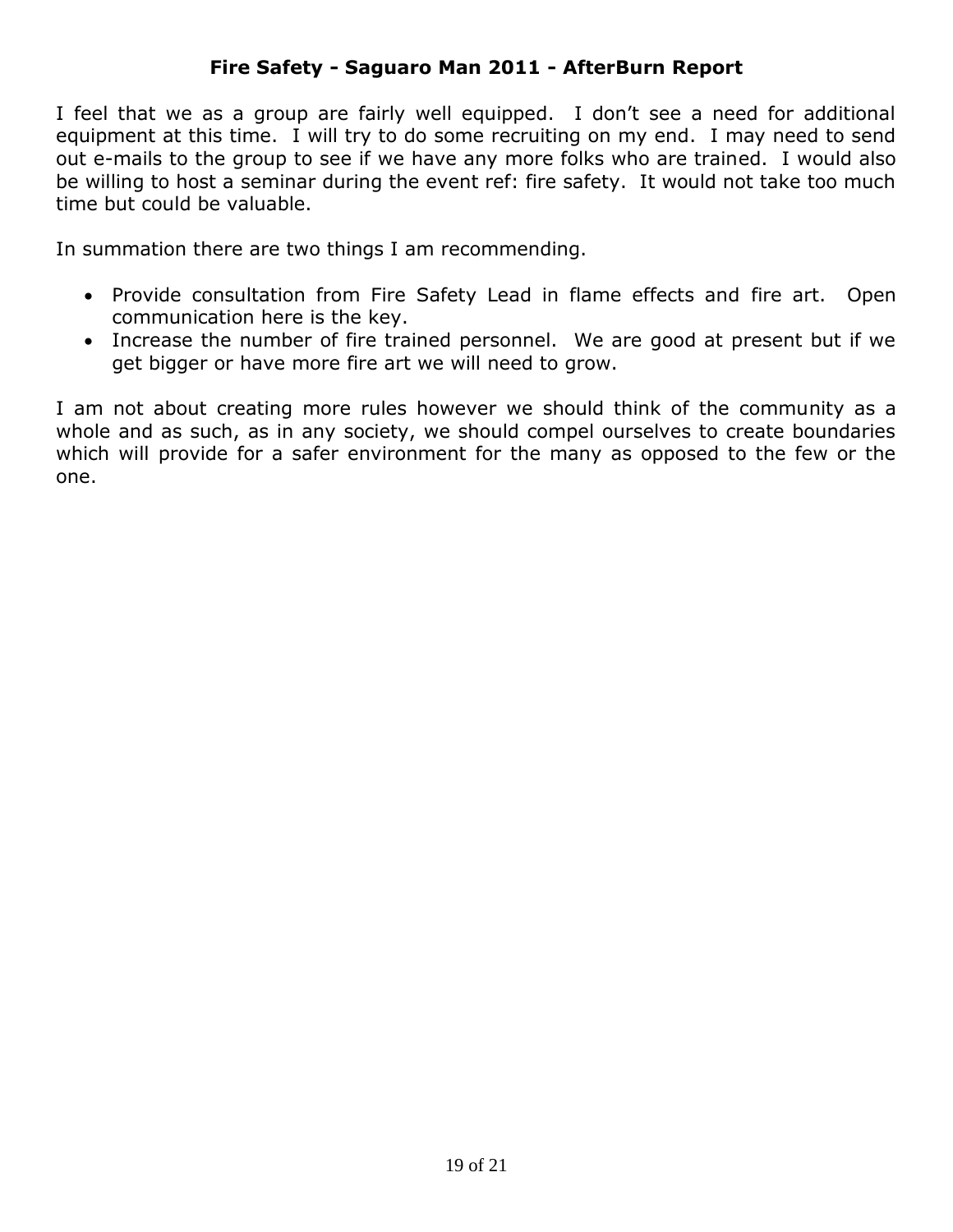**Fire Safety - Saguaro Man 2011 - AfterBurn Report**

I feel that we as a group are fairly well equipped. I don't see a need for additional equipment at this time. I will try to do some recruiting on my end. I may need to send out e-mails to the group to see if we have any more folks who are trained. I would also be willing to host a seminar during the event ref: fire safety. It would not take too much time but could be valuable.

In summation there are two things I am recommending.

- Provide consultation from Fire Safety Lead in flame effects and fire art. Open communication here is the key.
- Increase the number of fire trained personnel. We are good at present but if we get bigger or have more fire art we will need to grow.

I am not about creating more rules however we should think of the community as a whole and as such, as in any society, we should compel ourselves to create boundaries which will provide for a safer environment for the many as opposed to the few or the one.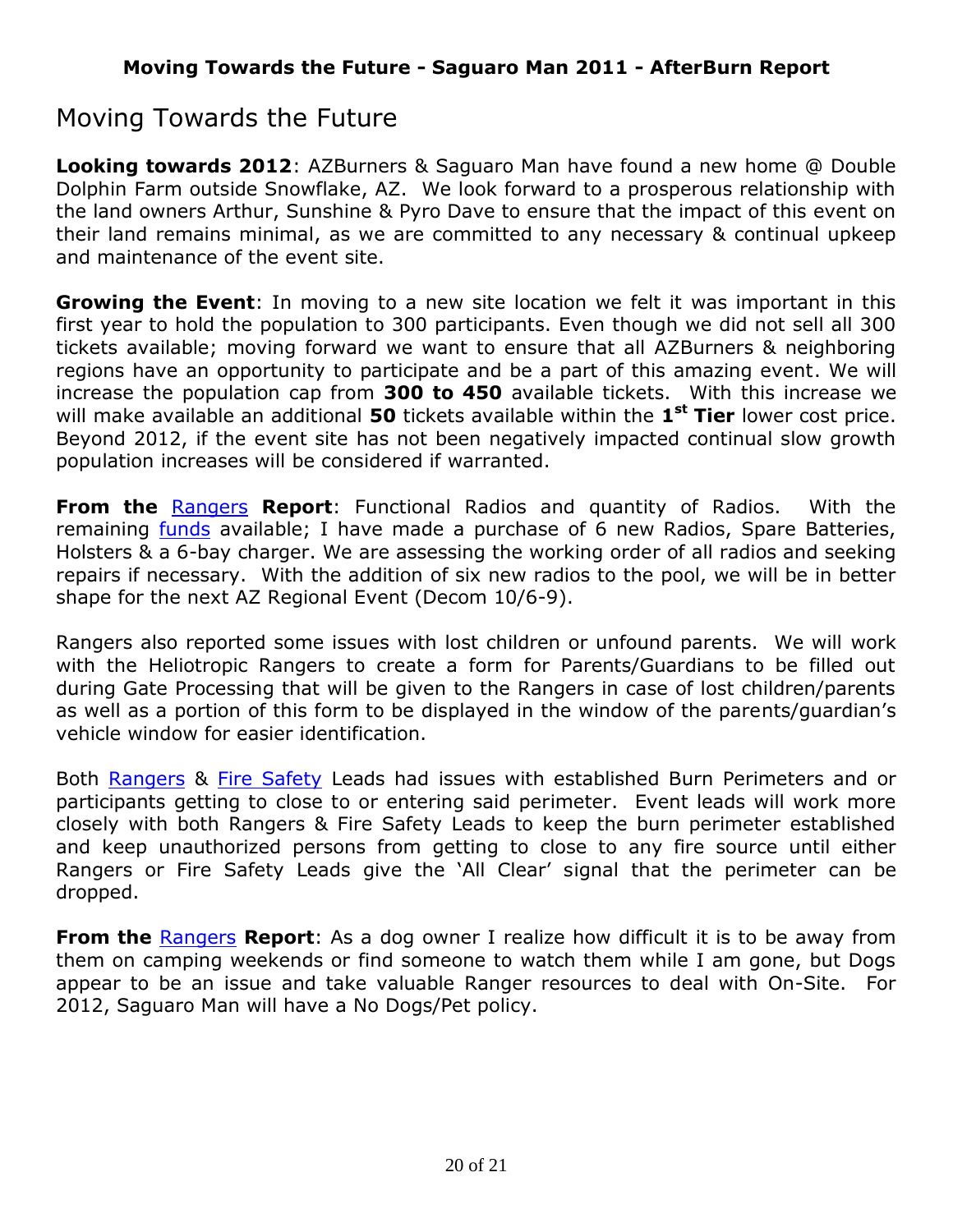## Moving Towards the Future

**Looking towards 2012**: AZBurners & Saguaro Man have found a new home @ Double Dolphin Farm outside Snowflake, AZ. We look forward to a prosperous relationship with the land owners Arthur, Sunshine & Pyro Dave to ensure that the impact of this event on their land remains minimal, as we are committed to any necessary & continual upkeep and maintenance of the event site.

**Growing the Event**: In moving to a new site location we felt it was important in this first year to hold the population to 300 participants. Even though we did not sell all 300 tickets available; moving forward we want to ensure that all AZBurners & neighboring regions have an opportunity to participate and be a part of this amazing event. We will increase the population cap from **300 to 450** available tickets. With this increase we will make available an additional **50** tickets available within the **1st Tier** lower cost price. Beyond 2012, if the event site has not been negatively impacted continual slow growth population increases will be considered if warranted.

**From the Rangers Report**: Functional Radios and quantity of Radios. With the remaining funds available; I have made a purchase of 6 new Radios, Spare Batteries, Holsters & a 6-bay charger. We are assessing the working order of all radios and seeking repairs if necessary. With the addition of six new radios to the pool, we will be in better shape for the next AZ Regional Event (Decom 10/6-9).

Rangers also reported some issues with lost children or unfound parents. We will work with the Heliotropic Rangers to create a form for Parents/Guardians to be filled out during Gate Processing that will be given to the Rangers in case of lost children/parents as well as a portion of this form to be displayed in the window of the parents/guardian's vehicle window for easier identification.

Both Rangers & Fire Safety Leads had issues with established Burn Perimeters and or participants getting to close to or entering said perimeter. Event leads will work more closely with both Rangers & Fire Safety Leads to keep the burn perimeter established and keep unauthorized persons from getting to close to any fire source until either Rangers or Fire Safety Leads give the 'All Clear' signal that the perimeter can be dropped.

**From the Rangers Report**: As a dog owner I realize how difficult it is to be away from them on camping weekends or find someone to watch them while I am gone, but Dogs appear to be an issue and take valuable Ranger resources to deal with On-Site. For 2012, Saguaro Man will have a No Dogs/Pet policy.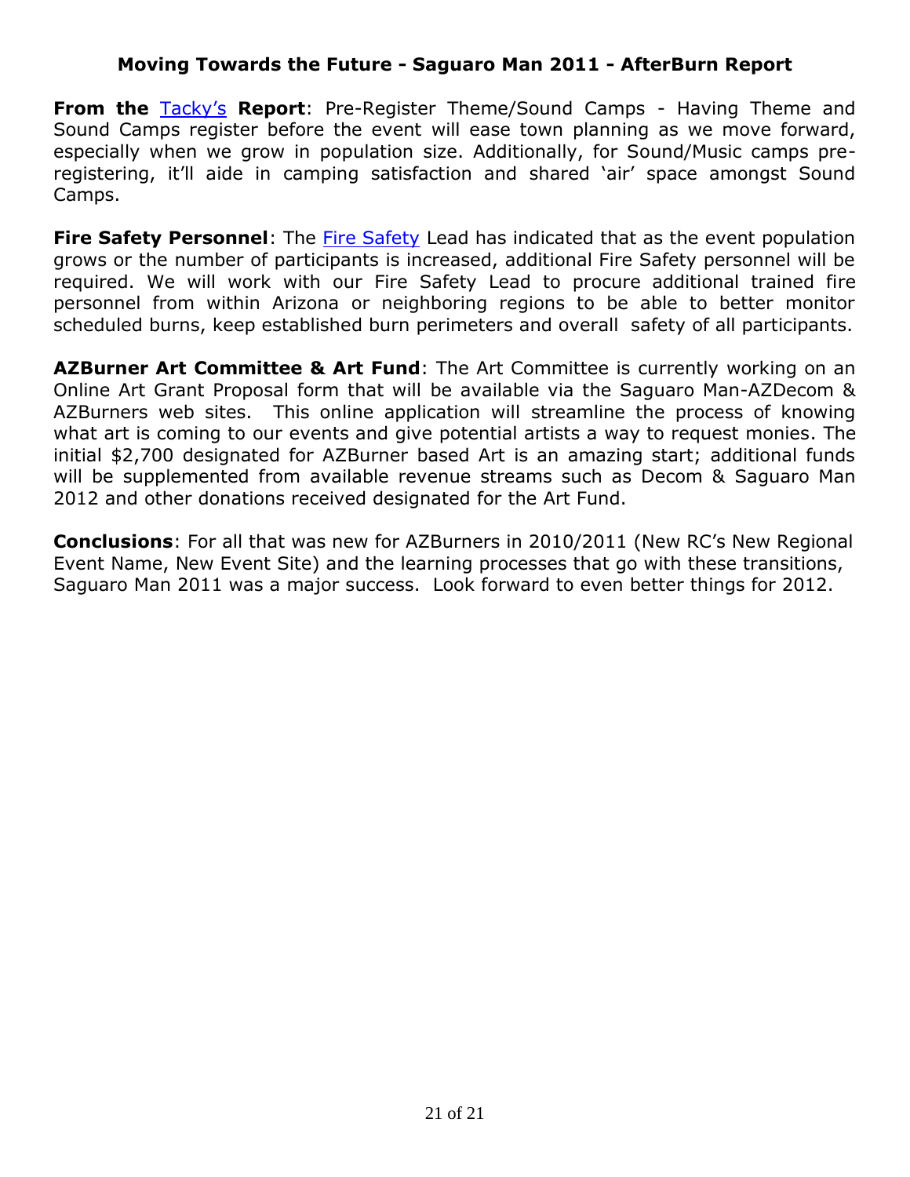**Moving Towards the Future - Saguaro Man 2011 - AfterBurn Report**

**From the** Tacky's **Report**: Pre-Register Theme/Sound Camps - Having Theme and Sound Camps register before the event will ease town planning as we move forward, especially when we grow in population size. Additionally, for Sound/Music camps pre-registering, it'll aide in camping satisfaction and shared 'air' space amongst Sound Camps.

**Fire Safety Personnel**: The Fire Safety Lead has indicated that as the event population grows or the number of participants is increased, additional Fire Safety personnel will be required. We will work with our Fire Safety Lead to procure additional trained fire personnel from within Arizona or neighboring regions to be able to better monitor scheduled burns, keep established burn perimeters and overall safety of all participants.

**AZBurner Art Committee & Art Fund**: The Art Committee is currently working on an Online Art Grant Proposal form that will be available via the Saguaro Man-AZDecom & AZBurners web sites. This online application will streamline the process of knowing what art is coming to our events and give potential artists a way to request monies. The initial $2,700 designated for AZBurner based Art is an amazing start; additional funds will be supplemented from available revenue streams such as Decom & Saguaro Man 2012 and other donations received designated for the Art Fund.

**Conclusions**: For all that was new for AZBurners in 2010/2011 (New RC's New Regional Event Name, New Event Site) and the learning processes that go with these transitions, Saguaro Man 2011 was a major success. Look forward to even better things for 2012.